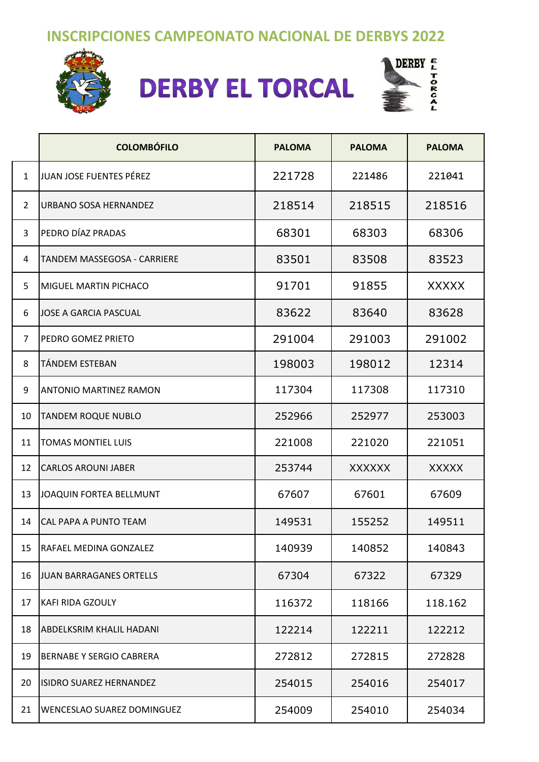## INSCRIPCIONES CAMPEONATO NACIONAL DE DERBYS 2022

# DERBY EL TORCAL

| | COLOMBÓFILO | PALOMA | PALOMA | PALOMA |
|---|---|---|---|---|
| 1 | JUAN JOSE FUENTES PÉREZ | 221728 | 221486 | 221041 |
| 2 | URBANO SOSA HERNANDEZ | 218514 | 218515 | 218516 |
| 3 | PEDRO DÍAZ PRADAS | 68301 | 68303 | 68306 |
| 4 | TANDEM MASSEGOSA - CARRIERE | 83501 | 83508 | 83523 |
| 5 | MIGUEL MARTIN PICHACO | 91701 | 91855 | XXXXX |
| 6 | JOSE A GARCIA PASCUAL | 83622 | 83640 | 83628 |
| 7 | PEDRO GOMEZ PRIETO | 291004 | 291003 | 291002 |
| 8 | TÁNDEM ESTEBAN | 198003 | 198012 | 12314 |
| 9 | ANTONIO MARTINEZ RAMON | 117304 | 117308 | 117310 |
| 10 | TANDEM ROQUE NUBLO | 252966 | 252977 | 253003 |
| 11 | TOMAS MONTIEL LUIS | 221008 | 221020 | 221051 |
| 12 | CARLOS AROUNI JABER | 253744 | XXXXXX | XXXXX |
| 13 | JOAQUIN FORTEA BELLMUNT | 67607 | 67601 | 67609 |
| 14 | CAL PAPA A PUNTO TEAM | 149531 | 155252 | 149511 |
| 15 | RAFAEL MEDINA GONZALEZ | 140939 | 140852 | 140843 |
| 16 | JUAN BARRAGANES ORTELLS | 67304 | 67322 | 67329 |
| 17 | KAFI RIDA GZOULY | 116372 | 118166 | 118.162 |
| 18 | ABDELKSRIM KHALIL HADANI | 122214 | 122211 | 122212 |
| 19 | BERNABE Y SERGIO CABRERA | 272812 | 272815 | 272828 |
| 20 | ISIDRO SUAREZ HERNANDEZ | 254015 | 254016 | 254017 |
| 21 | WENCESLAO SUAREZ DOMINGUEZ | 254009 | 254010 | 254034 |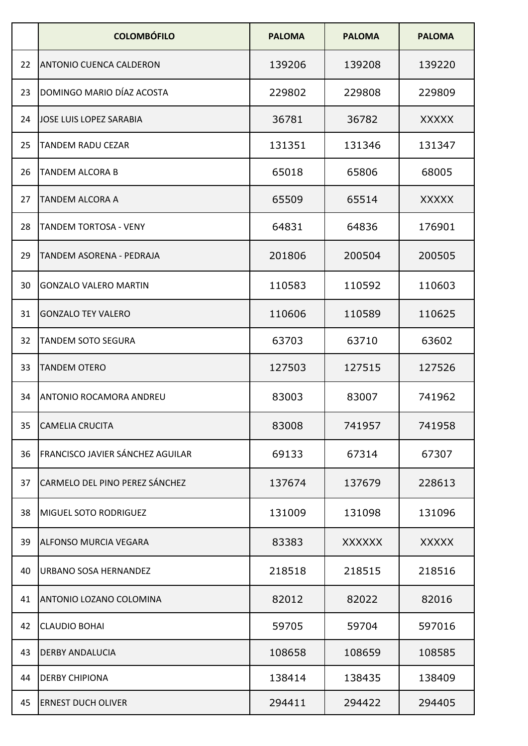|  | COLOMBÓFILO | PALOMA | PALOMA | PALOMA |
|---|---|---|---|---|
| 22 | ANTONIO CUENCA CALDERON | 139206 | 139208 | 139220 |
| 23 | DOMINGO MARIO DÍAZ ACOSTA | 229802 | 229808 | 229809 |
| 24 | JOSE LUIS LOPEZ SARABIA | 36781 | 36782 | XXXXX |
| 25 | TANDEM RADU CEZAR | 131351 | 131346 | 131347 |
| 26 | TANDEM ALCORA B | 65018 | 65806 | 68005 |
| 27 | TANDEM ALCORA A | 65509 | 65514 | XXXXX |
| 28 | TANDEM TORTOSA - VENY | 64831 | 64836 | 176901 |
| 29 | TANDEM ASORENA - PEDRAJA | 201806 | 200504 | 200505 |
| 30 | GONZALO VALERO MARTIN | 110583 | 110592 | 110603 |
| 31 | GONZALO TEY VALERO | 110606 | 110589 | 110625 |
| 32 | TANDEM SOTO SEGURA | 63703 | 63710 | 63602 |
| 33 | TANDEM OTERO | 127503 | 127515 | 127526 |
| 34 | ANTONIO ROCAMORA ANDREU | 83003 | 83007 | 741962 |
| 35 | CAMELIA CRUCITA | 83008 | 741957 | 741958 |
| 36 | FRANCISCO JAVIER SÁNCHEZ AGUILAR | 69133 | 67314 | 67307 |
| 37 | CARMELO DEL PINO PEREZ SÁNCHEZ | 137674 | 137679 | 228613 |
| 38 | MIGUEL SOTO RODRIGUEZ | 131009 | 131098 | 131096 |
| 39 | ALFONSO MURCIA VEGARA | 83383 | XXXXXX | XXXXX |
| 40 | URBANO SOSA HERNANDEZ | 218518 | 218515 | 218516 |
| 41 | ANTONIO LOZANO COLOMINA | 82012 | 82022 | 82016 |
| 42 | CLAUDIO BOHAI | 59705 | 59704 | 597016 |
| 43 | DERBY ANDALUCIA | 108658 | 108659 | 108585 |
| 44 | DERBY CHIPIONA | 138414 | 138435 | 138409 |
| 45 | ERNEST DUCH OLIVER | 294411 | 294422 | 294405 |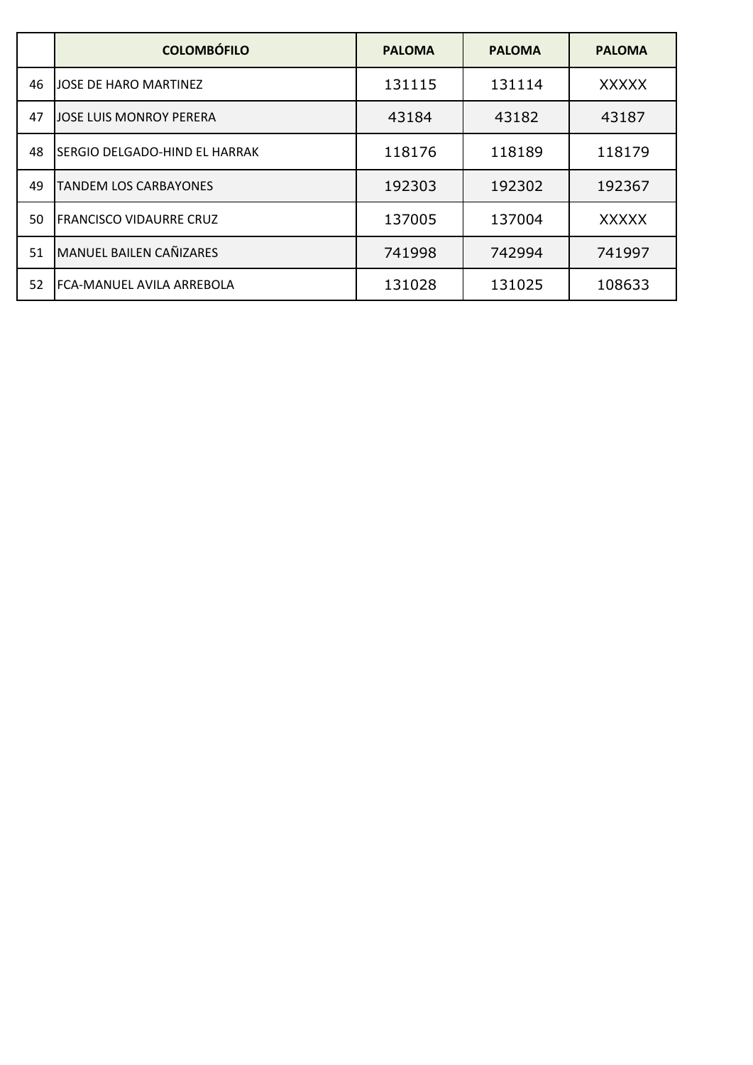| | COLOMBÓFILO | PALOMA | PALOMA | PALOMA |
|---|---|---|---|---|
| 46 | JOSE DE HARO MARTINEZ | 131115 | 131114 | XXXXX |
| 47 | JOSE LUIS MONROY PERERA | 43184 | 43182 | 43187 |
| 48 | SERGIO DELGADO-HIND EL HARRAK | 118176 | 118189 | 118179 |
| 49 | TANDEM LOS CARBAYONES | 192303 | 192302 | 192367 |
| 50 | FRANCISCO VIDAURRE CRUZ | 137005 | 137004 | XXXXX |
| 51 | MANUEL BAILEN CAÑIZARES | 741998 | 742994 | 741997 |
| 52 | FCA-MANUEL AVILA ARREBOLA | 131028 | 131025 | 108633 |